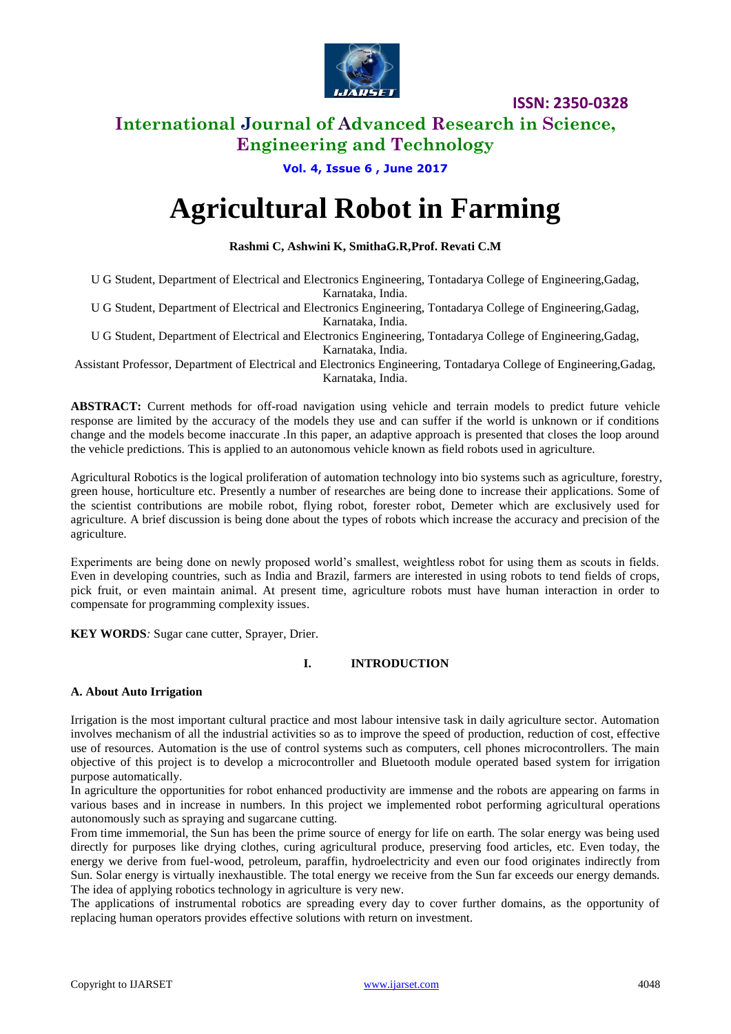# International Journal of Advanced Research in Science, Engineering and Technology

# Agricultural Robot in Farming

**Rashmi C, Ashwini K, SmithaG.R,Prof. Revati C.M**

U G Student, Department of Electrical and Electronics Engineering, Tontadarya College of Engineering,Gadag, Karnataka, India.

U G Student, Department of Electrical and Electronics Engineering, Tontadarya College of Engineering,Gadag, Karnataka, India.

U G Student, Department of Electrical and Electronics Engineering, Tontadarya College of Engineering,Gadag, Karnataka, India.

Assistant Professor, Department of Electrical and Electronics Engineering, Tontadarya College of Engineering,Gadag, Karnataka, India.

**ABSTRACT:** Current methods for off-road navigation using vehicle and terrain models to predict future vehicle response are limited by the accuracy of the models they use and can suffer if the world is unknown or if conditions change and the models become inaccurate .In this paper, an adaptive approach is presented that closes the loop around the vehicle predictions. This is applied to an autonomous vehicle known as field robots used in agriculture.

Agricultural Robotics is the logical proliferation of automation technology into bio systems such as agriculture, forestry, green house, horticulture etc. Presently a number of researches are being done to increase their applications. Some of the scientist contributions are mobile robot, flying robot, forester robot, Demeter which are exclusively used for agriculture. A brief discussion is being done about the types of robots which increase the accuracy and precision of the agriculture.

Experiments are being done on newly proposed world's smallest, weightless robot for using them as scouts in fields. Even in developing countries, such as India and Brazil, farmers are interested in using robots to tend fields of crops, pick fruit, or even maintain animal. At present time, agriculture robots must have human interaction in order to compensate for programming complexity issues.

**KEY WORDS***:* Sugar cane cutter, Sprayer, Drier.

## I. INTRODUCTION

### A. About Auto Irrigation

Irrigation is the most important cultural practice and most labour intensive task in daily agriculture sector. Automation involves mechanism of all the industrial activities so as to improve the speed of production, reduction of cost, effective use of resources. Automation is the use of control systems such as computers, cell phones microcontrollers. The main objective of this project is to develop a microcontroller and Bluetooth module operated based system for irrigation purpose automatically.

In agriculture the opportunities for robot enhanced productivity are immense and the robots are appearing on farms in various bases and in increase in numbers. In this project we implemented robot performing agricultural operations autonomously such as spraying and sugarcane cutting.

From time immemorial, the Sun has been the prime source of energy for life on earth. The solar energy was being used directly for purposes like drying clothes, curing agricultural produce, preserving food articles, etc. Even today, the energy we derive from fuel-wood, petroleum, paraffin, hydroelectricity and even our food originates indirectly from Sun. Solar energy is virtually inexhaustible. The total energy we receive from the Sun far exceeds our energy demands. The idea of applying robotics technology in agriculture is very new.

The applications of instrumental robotics are spreading every day to cover further domains, as the opportunity of replacing human operators provides effective solutions with return on investment.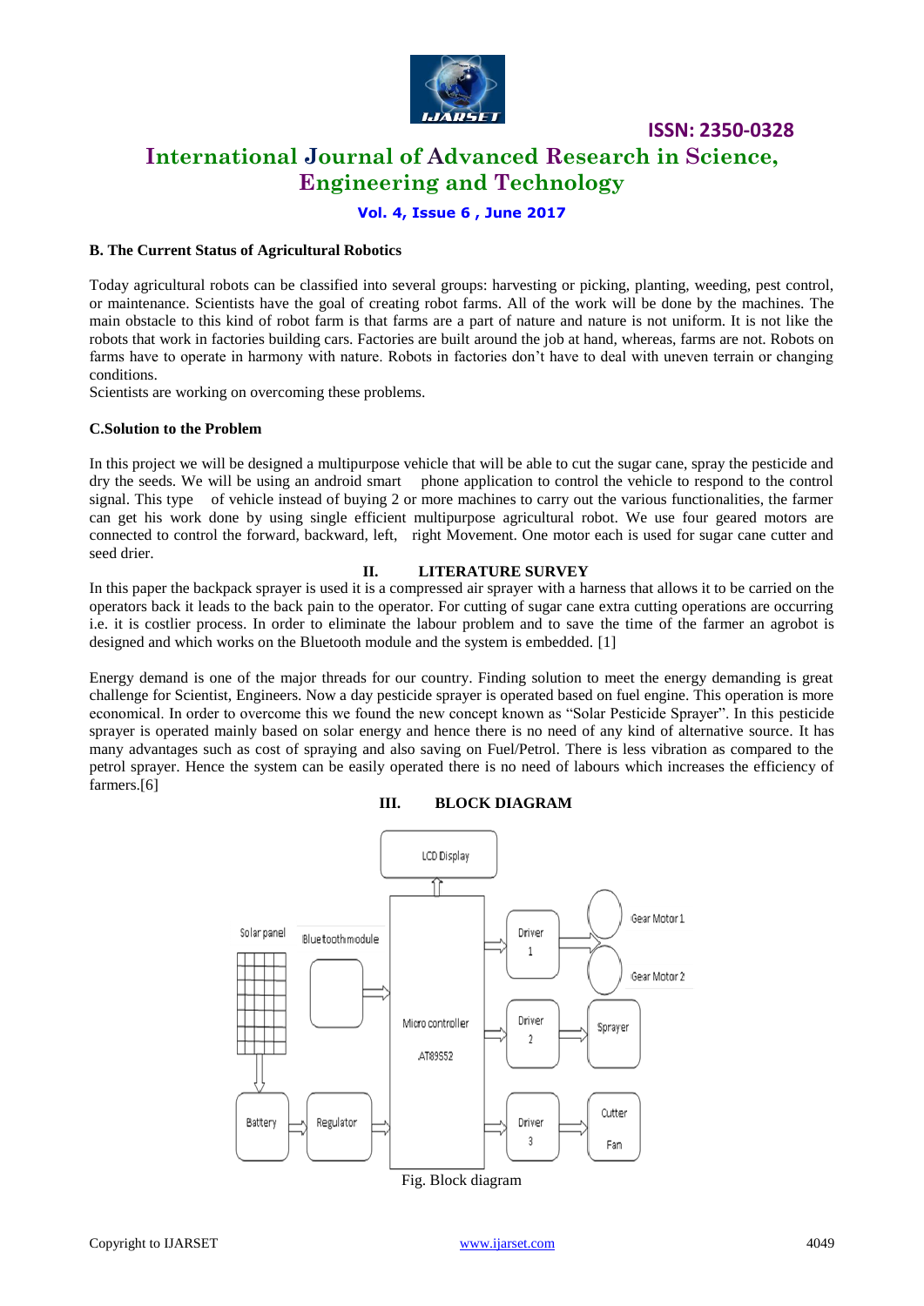### B. The Current Status of Agricultural Robotics

Today agricultural robots can be classified into several groups: harvesting or picking, planting, weeding, pest control, or maintenance. Scientists have the goal of creating robot farms. All of the work will be done by the machines. The main obstacle to this kind of robot farm is that farms are a part of nature and nature is not uniform. It is not like the robots that work in factories building cars. Factories are built around the job at hand, whereas, farms are not. Robots on farms have to operate in harmony with nature. Robots in factories don't have to deal with uneven terrain or changing conditions.

Scientists are working on overcoming these problems.

### C.Solution to the Problem

In this project we will be designed a multipurpose vehicle that will be able to cut the sugar cane, spray the pesticide and dry the seeds. We will be using an android smart phone application to control the vehicle to respond to the control signal. This type of vehicle instead of buying 2 or more machines to carry out the various functionalities, the farmer can get his work done by using single efficient multipurpose agricultural robot. We use four geared motors are connected to control the forward, backward, left, right Movement. One motor each is used for sugar cane cutter and seed drier.

## II. LITERATURE SURVEY

In this paper the backpack sprayer is used it is a compressed air sprayer with a harness that allows it to be carried on the operators back it leads to the back pain to the operator. For cutting of sugar cane extra cutting operations are occurring i.e. it is costlier process. In order to eliminate the labour problem and to save the time of the farmer an agrobot is designed and which works on the Bluetooth module and the system is embedded. [1]

Energy demand is one of the major threads for our country. Finding solution to meet the energy demanding is great challenge for Scientist, Engineers. Now a day pesticide sprayer is operated based on fuel engine. This operation is more economical. In order to overcome this we found the new concept known as "Solar Pesticide Sprayer". In this pesticide sprayer is operated mainly based on solar energy and hence there is no need of any kind of alternative source. It has many advantages such as cost of spraying and also saving on Fuel/Petrol. There is less vibration as compared to the petrol sprayer. Hence the system can be easily operated there is no need of labours which increases the efficiency of farmers.[6]

## III. BLOCK DIAGRAM

Fig. Block diagram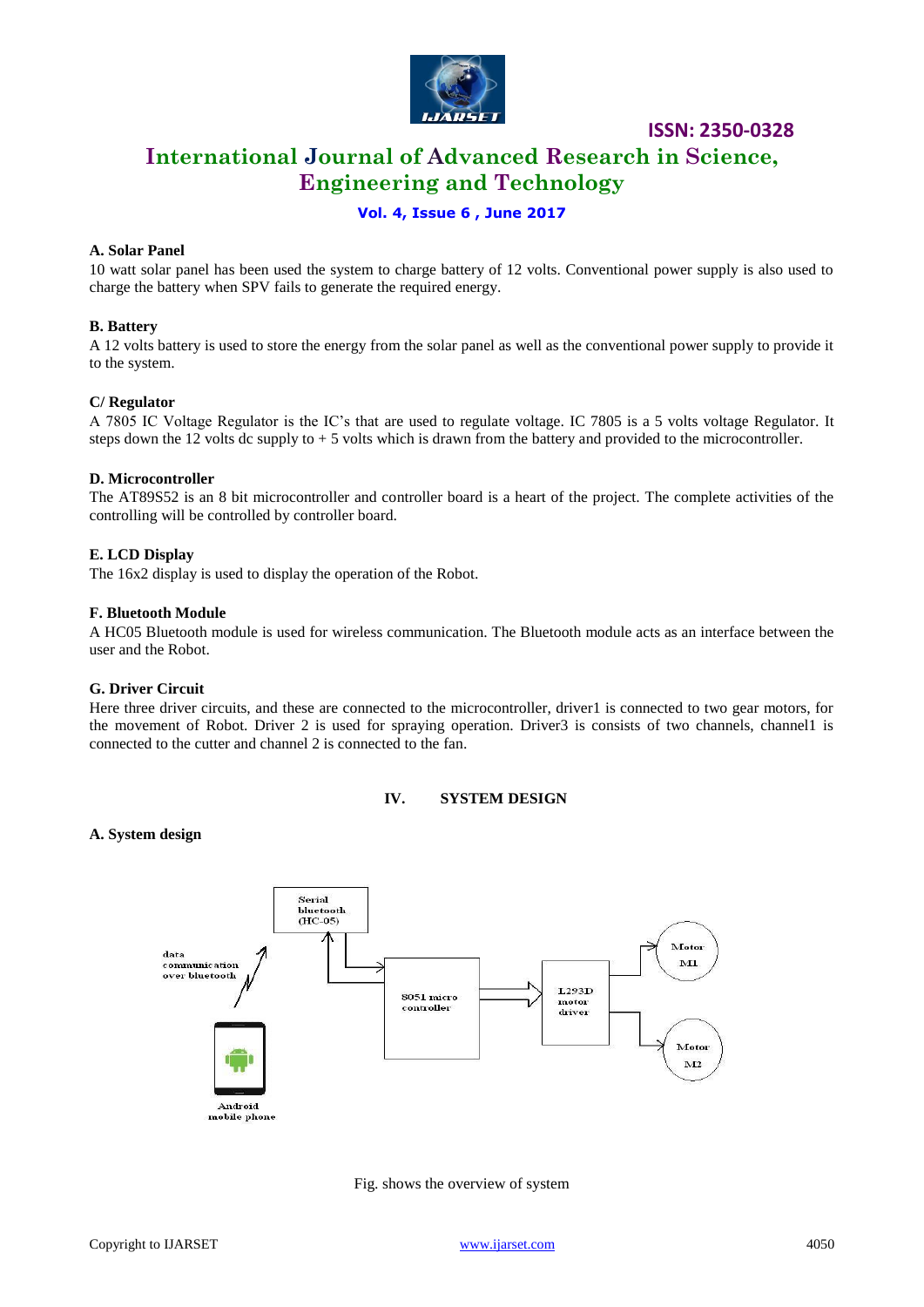### A. Solar Panel

10 watt solar panel has been used the system to charge battery of 12 volts. Conventional power supply is also used to charge the battery when SPV fails to generate the required energy.

### B. Battery

A 12 volts battery is used to store the energy from the solar panel as well as the conventional power supply to provide it to the system.

### C/ Regulator

A 7805 IC Voltage Regulator is the IC's that are used to regulate voltage. IC 7805 is a 5 volts voltage Regulator. It steps down the 12 volts dc supply to + 5 volts which is drawn from the battery and provided to the microcontroller.

### D. Microcontroller

The AT89S52 is an 8 bit microcontroller and controller board is a heart of the project. The complete activities of the controlling will be controlled by controller board.

### E. LCD Display

The 16x2 display is used to display the operation of the Robot.

### F. Bluetooth Module

A HC05 Bluetooth module is used for wireless communication. The Bluetooth module acts as an interface between the user and the Robot.

### G. Driver Circuit

Here three driver circuits, and these are connected to the microcontroller, driver1 is connected to two gear motors, for the movement of Robot. Driver 2 is used for spraying operation. Driver3 is consists of two channels, channel1 is connected to the cutter and channel 2 is connected to the fan.

## IV. SYSTEM DESIGN

### A. System design

Fig. shows the overview of system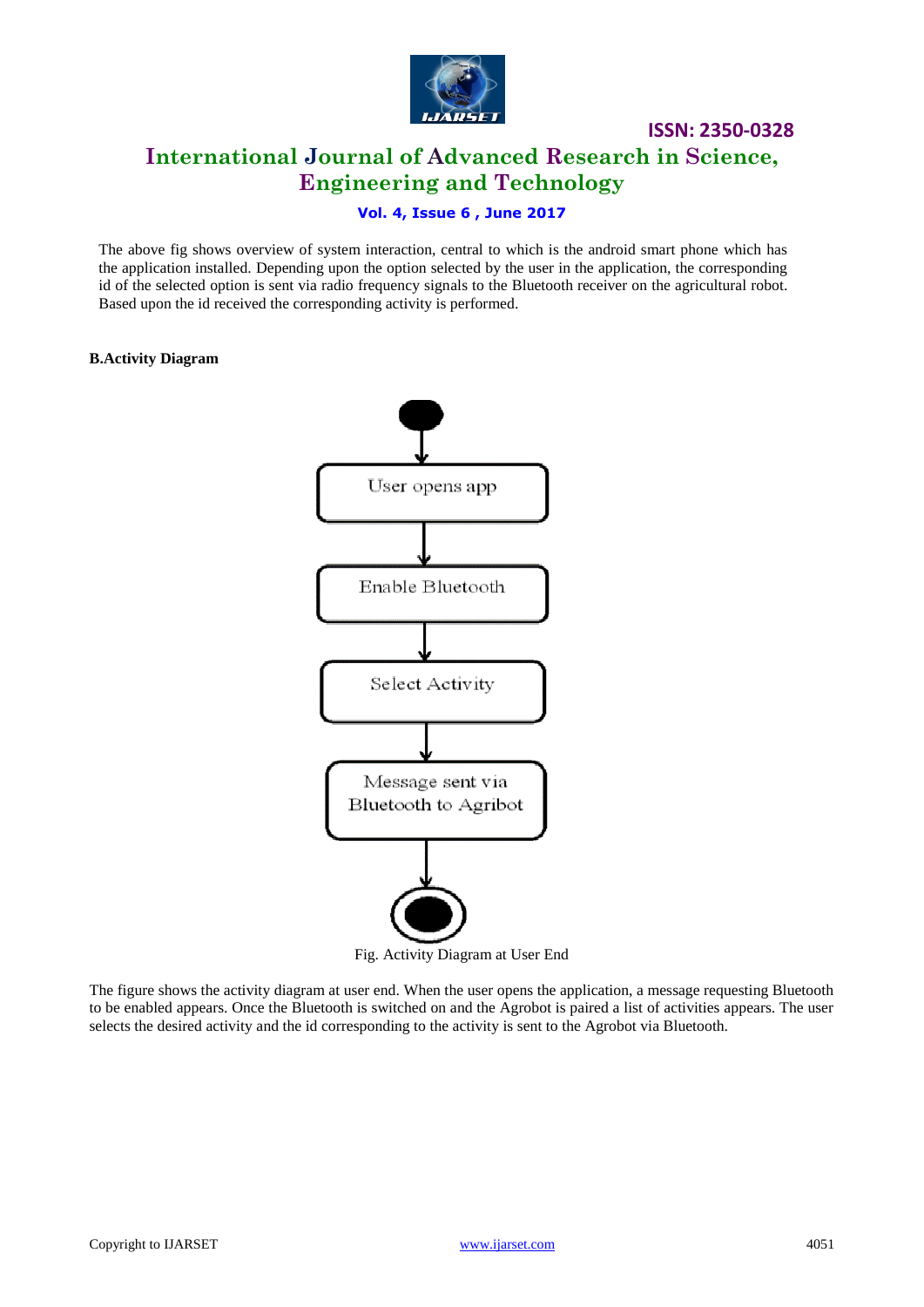The above fig shows overview of system interaction, central to which is the android smart phone which has the application installed. Depending upon the option selected by the user in the application, the corresponding id of the selected option is sent via radio frequency signals to the Bluetooth receiver on the agricultural robot. Based upon the id received the corresponding activity is performed.

### B.Activity Diagram

Fig. Activity Diagram at User End

The figure shows the activity diagram at user end. When the user opens the application, a message requesting Bluetooth to be enabled appears. Once the Bluetooth is switched on and the Agrobot is paired a list of activities appears. The user selects the desired activity and the id corresponding to the activity is sent to the Agrobot via Bluetooth.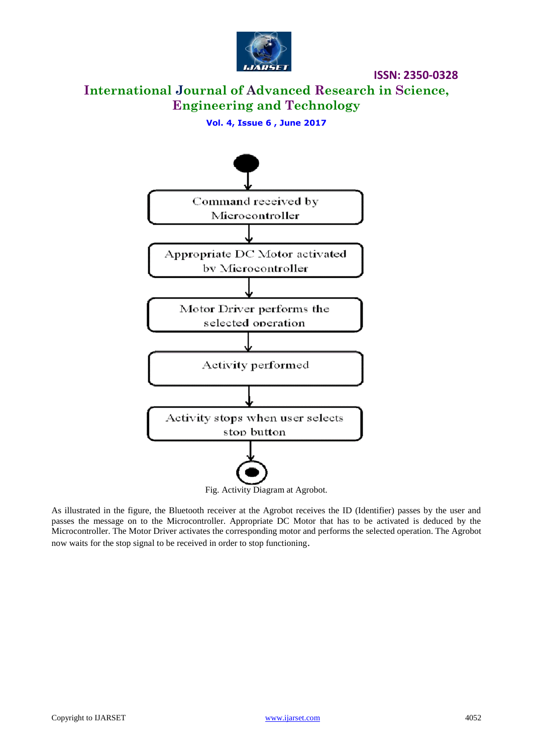Command received by Microcontroller

↓

Appropriate DC Motor activated by Microcontroller

↓

Motor Driver performs the selected operation

↓

Activity performed

↓

Activity stops when user selects stop button

Fig. Activity Diagram at Agrobot.

As illustrated in the figure, the Bluetooth receiver at the Agrobot receives the ID (Identifier) passes by the user and passes the message on to the Microcontroller. Appropriate DC Motor that has to be activated is deduced by the Microcontroller. The Motor Driver activates the corresponding motor and performs the selected operation. The Agrobot now waits for the stop signal to be received in order to stop functioning.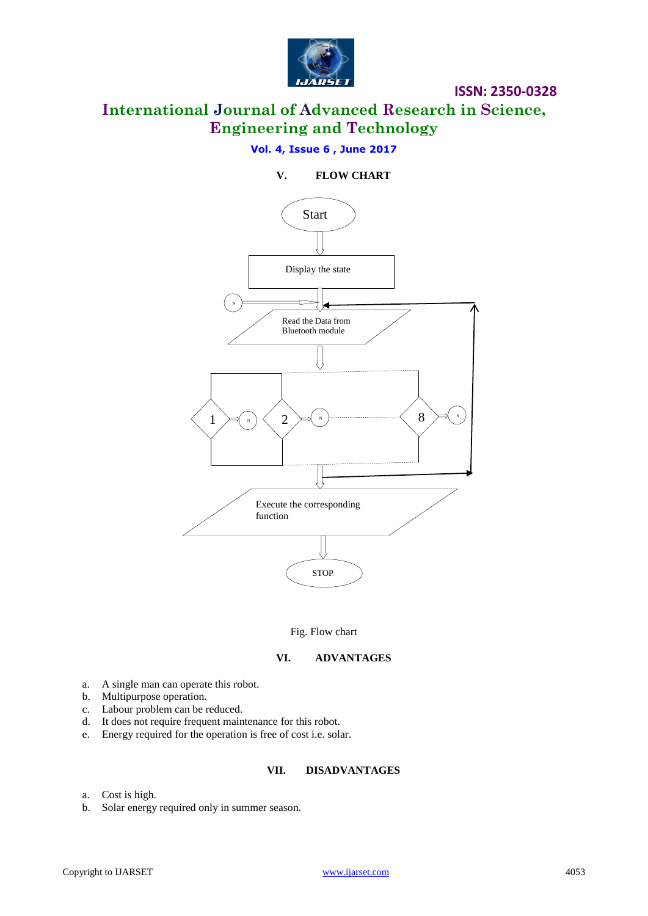## V. FLOW CHART

Start

Display the state

Read the Data from Bluetooth module

1 N 2 N 8 N

Execute the corresponding function

STOP

Fig. Flow chart

## VI. ADVANTAGES

a. A single man can operate this robot.
b. Multipurpose operation.
c. Labour problem can be reduced.
d. It does not require frequent maintenance for this robot.
e. Energy required for the operation is free of cost i.e. solar.

## VII. DISADVANTAGES

a. Cost is high.
b. Solar energy required only in summer season.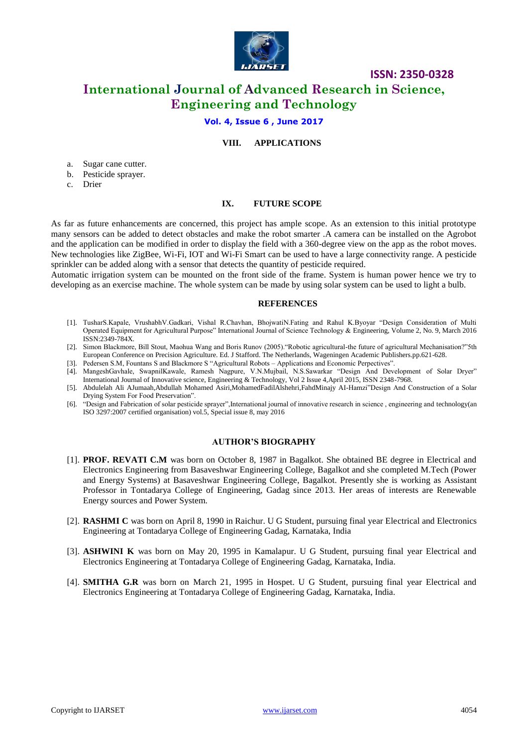## VIII. APPLICATIONS

a. Sugar cane cutter.
b. Pesticide sprayer.
c. Drier

## IX. FUTURE SCOPE

As far as future enhancements are concerned, this project has ample scope. As an extension to this initial prototype many sensors can be added to detect obstacles and make the robot smarter .A camera can be installed on the Agrobot and the application can be modified in order to display the field with a 360-degree view on the app as the robot moves. New technologies like ZigBee, Wi-Fi, IOT and Wi-Fi Smart can be used to have a large connectivity range. A pesticide sprinkler can be added along with a sensor that detects the quantity of pesticide required.

Automatic irrigation system can be mounted on the front side of the frame. System is human power hence we try to developing as an exercise machine. The whole system can be made by using solar system can be used to light a bulb.

## REFERENCES

[1]. TusharS.Kapale, VrushabhV.Gadkari, Vishal R.Chavhan, BhojwatiN.Fating and Rahul K.Byoyar "Design Consideration of Multi Operated Equipment for Agricultural Purpose" International Journal of Science Technology & Engineering, Volume 2, No. 9, March 2016 ISSN:2349-784X.

[2]. Simon Blackmore, Bill Stout, Maohua Wang and Boris Runov (2005)."Robotic agricultural-the future of agricultural Mechanisation?"5th European Conference on Precision Agriculture. Ed. J Stafford. The Netherlands, Wageningen Academic Publishers.pp.621-628.

[3]. Pedersen S.M, Fountans S and Blackmore S "Agricultural Robots – Applications and Economic Perpectives".

[4]. MangeshGavhale, SwapnilKawale, Ramesh Nagpure, V.N.Mujbail, N.S.Sawarkar "Design And Development of Solar Dryer" International Journal of Innovative science, Engineering & Technology, Vol 2 Issue 4,April 2015, ISSN 2348-7968.

[5]. Abdulelah Ali AJumaah,Abdullah Mohamed Asiri,MohamedFadilAlshehri,FahdMinajy AI-Hamzi"Design And Construction of a Solar Drying System For Food Preservation".

[6]. "Design and Fabrication of solar pesticide sprayer",International journal of innovative research in science , engineering and technology(an ISO 3297:2007 certified organisation) vol.5, Special issue 8, may 2016

## AUTHOR'S BIOGRAPHY

[1]. **PROF. REVATI C.M** was born on October 8, 1987 in Bagalkot. She obtained BE degree in Electrical and Electronics Engineering from Basaveshwar Engineering College, Bagalkot and she completed M.Tech (Power and Energy Systems) at Basaveshwar Engineering College, Bagalkot. Presently she is working as Assistant Professor in Tontadarya College of Engineering, Gadag since 2013. Her areas of interests are Renewable Energy sources and Power System.

[2]. **RASHMI C** was born on April 8, 1990 in Raichur. U G Student, pursuing final year Electrical and Electronics Engineering at Tontadarya College of Engineering Gadag, Karnataka, India

[3]. **ASHWINI K** was born on May 20, 1995 in Kamalapur. U G Student, pursuing final year Electrical and Electronics Engineering at Tontadarya College of Engineering Gadag, Karnataka, India.

[4]. **SMITHA G.R** was born on March 21, 1995 in Hospet. U G Student, pursuing final year Electrical and Electronics Engineering at Tontadarya College of Engineering Gadag, Karnataka, India.